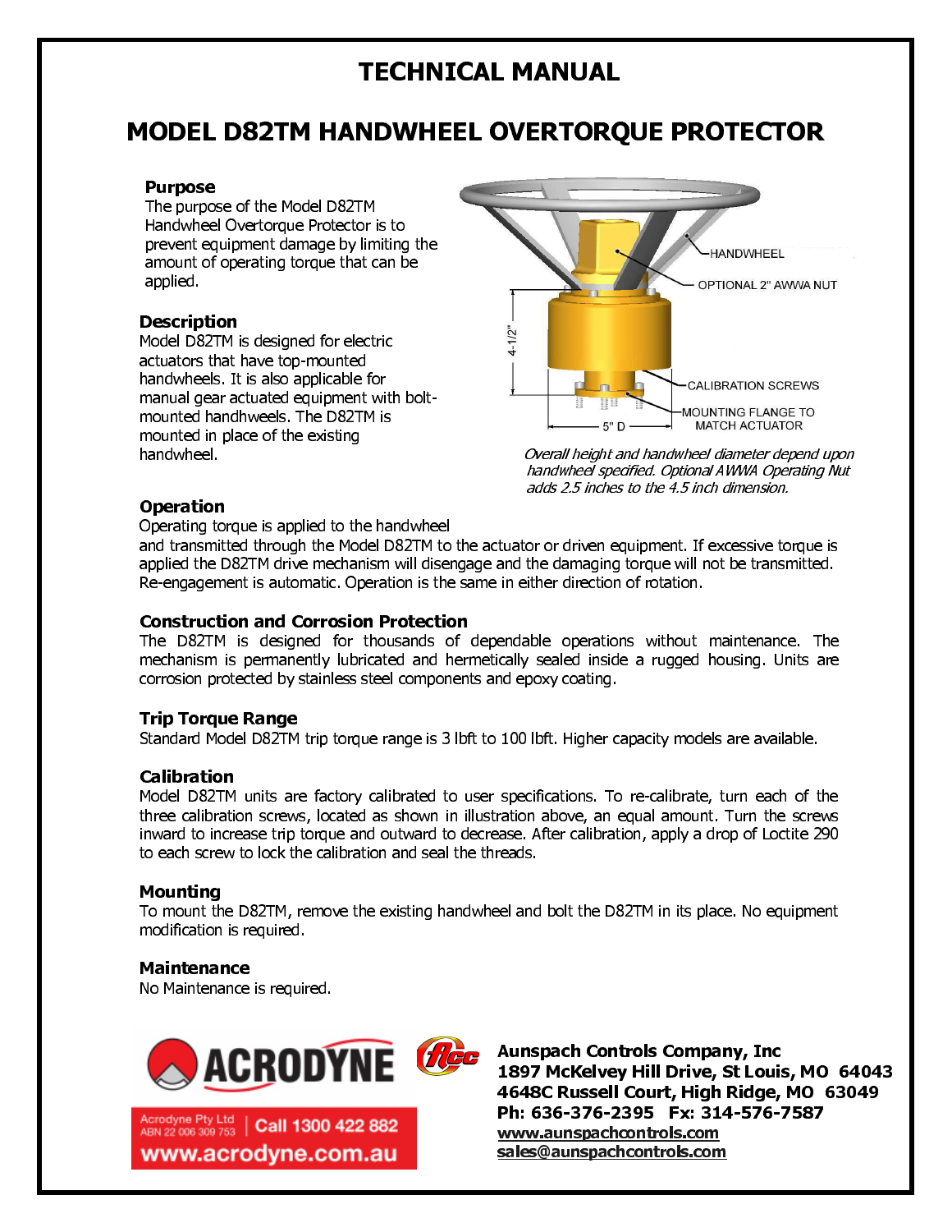# TECHNICAL MANUAL

## MODEL D82TM HANDWHEEL OVERTORQUE PROTECTOR

### Purpose

The purpose of the Model D82TM Handwheel Overtorque Protector is to prevent equipment damage by limiting the amount of operating torque that can be applied.

### Description

Model D82TM is designed for electric actuators that have top-mounted handwheels. It is also applicable for manual gear actuated equipment with bolt-mounted handwheels. The D82TM is mounted in place of the existing handwheel.

HANDWHEEL

OPTIONAL 2" AWWA NUT

4-1/2"

CALIBRATION SCREWS

MOUNTING FLANGE TO MATCH ACTUATOR

5" D

*Overall height and handwheel diameter depend upon handwheel specified. Optional AWWA Operating Nut adds 2.5 inches to the 4.5 inch dimension.*

### Operation

Operating torque is applied to the handwheel and transmitted through the Model D82TM to the actuator or driven equipment. If excessive torque is applied the D82TM drive mechanism will disengage and the damaging torque will not be transmitted. Re-engagement is automatic. Operation is the same in either direction of rotation.

### Construction and Corrosion Protection

The D82TM is designed for thousands of dependable operations without maintenance. The mechanism is permanently lubricated and hermetically sealed inside a rugged housing. Units are corrosion protected by stainless steel components and epoxy coating.

### Trip Torque Range

Standard Model D82TM trip torque range is 3 lbft to 100 lbft. Higher capacity models are available.

### Calibration

Model D82TM units are factory calibrated to user specifications. To re-calibrate, turn each of the three calibration screws, located as shown in illustration above, an equal amount. Turn the screws inward to increase trip torque and outward to decrease. After calibration, apply a drop of Loctite 290 to each screw to lock the calibration and seal the threads.

### Mounting

To mount the D82TM, remove the existing handwheel and bolt the D82TM in its place. No equipment modification is required.

### Maintenance

No Maintenance is required.

ACRODYNE

Acrodyne Pty Ltd
ABN 22 006 309 753 | Call 1300 422 882
www.acrodyne.com.au

**Aunspach Controls Company, Inc**
**1897 McKelvey Hill Drive, St Louis, MO 64043**
**4648C Russell Court, High Ridge, MO 63049**
**Ph: 636-376-2395 Fx: 314-576-7587**
**www.aunspachcontrols.com**
**sales@aunspachcontrols.com**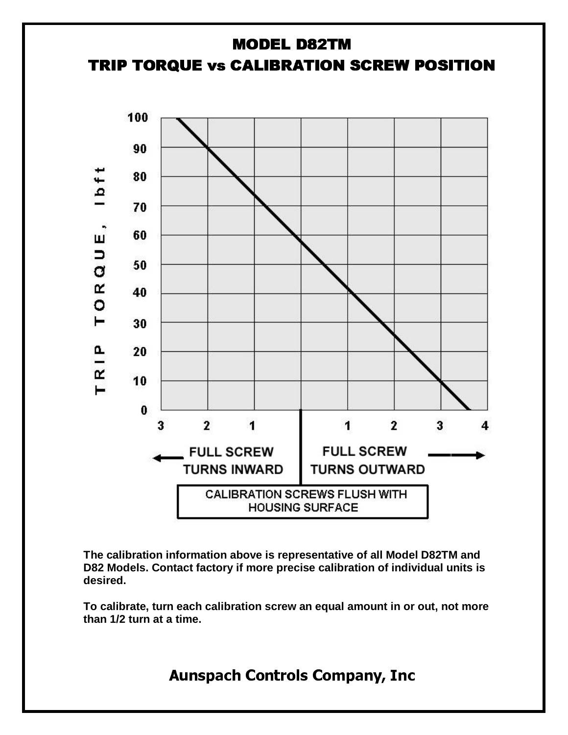# MODEL D82TM

## TRIP TORQUE vs CALIBRATION SCREW POSITION

TRIP TORQUE, lbft

100
90
80
70
60
50
40
30
20
10
0

3 2 1 1 2 3 4

FULL SCREW TURNS INWARD

FULL SCREW TURNS OUTWARD

CALIBRATION SCREWS FLUSH WITH HOUSING SURFACE

**The calibration information above is representative of all Model D82TM and D82 Models. Contact factory if more precise calibration of individual units is desired.**

**To calibrate, turn each calibration screw an equal amount in or out, not more than 1/2 turn at a time.**

**Aunspach Controls Company, Inc**